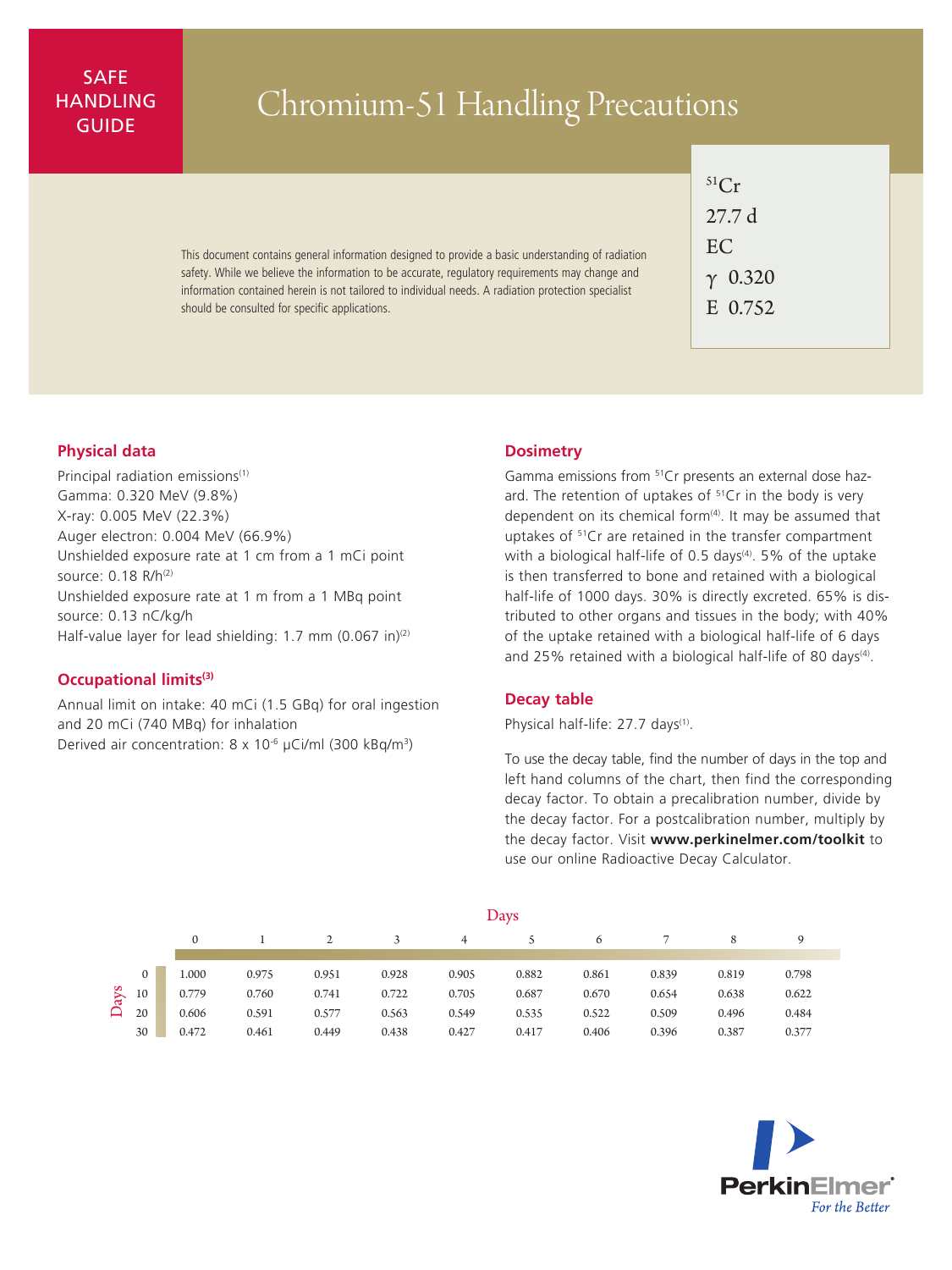SAFE HANDLING GUIDE

# Chromium-51 Handling Precautions

$^{51}$Cr
27.7 d
EC
γ 0.320
E 0.752

This document contains general information designed to provide a basic understanding of radiation safety. While we believe the information to be accurate, regulatory requirements may change and information contained herein is not tailored to individual needs. A radiation protection specialist should be consulted for specific applications.

## Physical data

Principal radiation emissions[1]
Gamma: 0.320 MeV (9.8%)
X-ray: 0.005 MeV (22.3%)
Auger electron: 0.004 MeV (66.9%)
Unshielded exposure rate at 1 cm from a 1 mCi point source: 0.18 R/h[2]
Unshielded exposure rate at 1 m from a 1 MBq point source: 0.13 nC/kg/h
Half-value layer for lead shielding: 1.7 mm (0.067 in)[2]

## Occupational limits[3]

Annual limit on intake: 40 mCi (1.5 GBq) for oral ingestion and 20 mCi (740 MBq) for inhalation
Derived air concentration: 8 x $10^{-6}$ µCi/ml (300 kBq/$m^3$)

## Dosimetry

Gamma emissions from $^{51}$Cr presents an external dose hazard. The retention of uptakes of $^{51}$Cr in the body is very dependent on its chemical form[4]. It may be assumed that uptakes of $^{51}$Cr are retained in the transfer compartment with a biological half-life of 0.5 days[4]. 5% of the uptake is then transferred to bone and retained with a biological half-life of 1000 days. 30% is directly excreted. 65% is distributed to other organs and tissues in the body; with 40% of the uptake retained with a biological half-life of 6 days and 25% retained with a biological half-life of 80 days[4].

## Decay table

Physical half-life: 27.7 days[1].

To use the decay table, find the number of days in the top and left hand columns of the chart, then find the corresponding decay factor. To obtain a precalibration number, divide by the decay factor. For a postcalibration number, multiply by the decay factor. Visit **www.perkinelmer.com/toolkit** to use our online Radioactive Decay Calculator.

| Days | 0 | 1 | 2 | 3 | 4 | 5 | 6 | 7 | 8 | 9 |
|---|---|---|---|---|---|---|---|---|---|---|
| 0 | 1.000 | 0.975 | 0.951 | 0.928 | 0.905 | 0.882 | 0.861 | 0.839 | 0.819 | 0.798 |
| 10 | 0.779 | 0.760 | 0.741 | 0.722 | 0.705 | 0.687 | 0.670 | 0.654 | 0.638 | 0.622 |
| 20 | 0.606 | 0.591 | 0.577 | 0.563 | 0.549 | 0.535 | 0.522 | 0.509 | 0.496 | 0.484 |
| 30 | 0.472 | 0.461 | 0.449 | 0.438 | 0.427 | 0.417 | 0.406 | 0.396 | 0.387 | 0.377 |

PerkinElmer
*For the Better*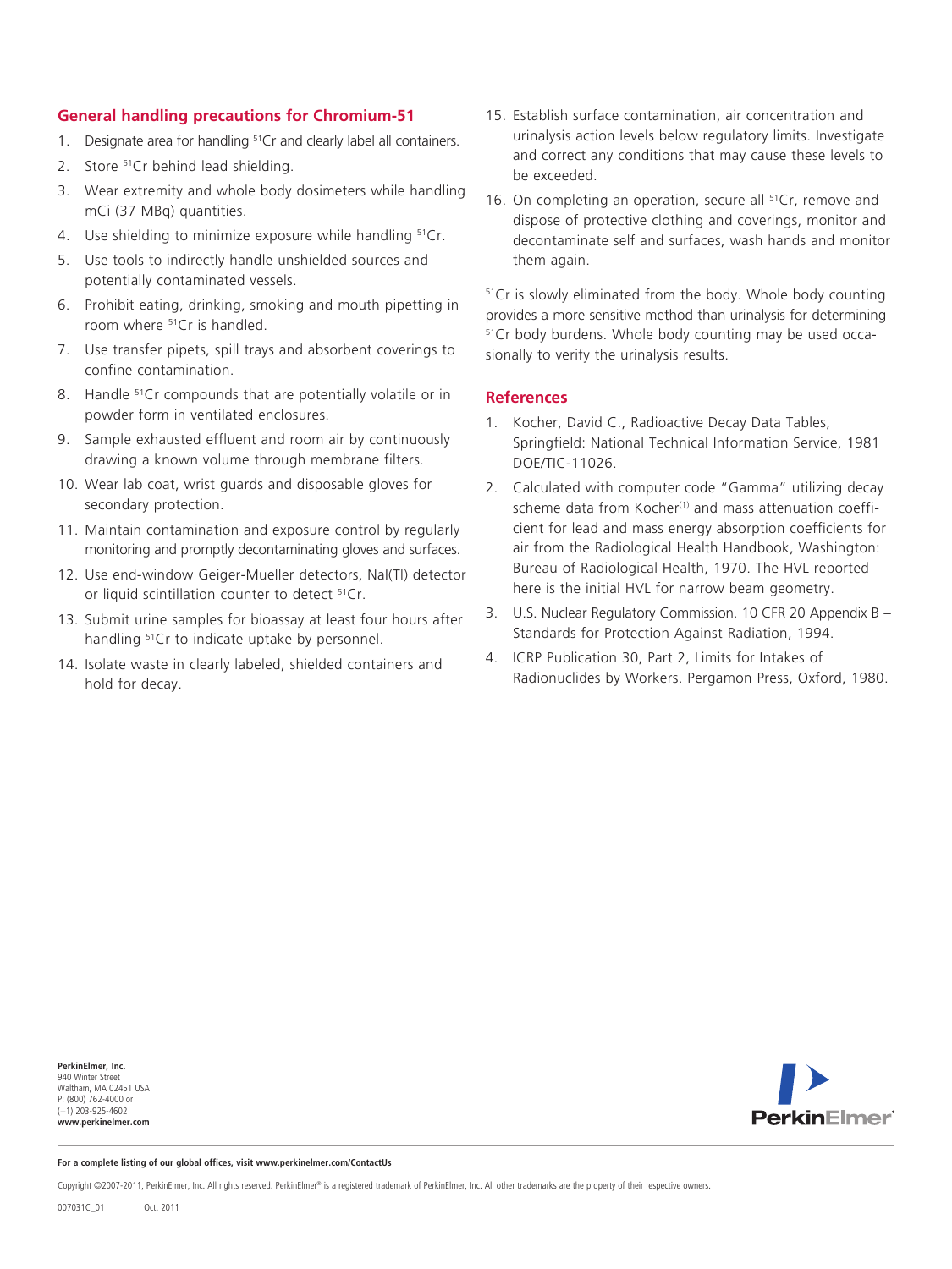## General handling precautions for Chromium-51

1. Designate area for handling $^{51}Cr$ and clearly label all containers.
2. Store $^{51}Cr$ behind lead shielding.
3. Wear extremity and whole body dosimeters while handling mCi (37 MBq) quantities.
4. Use shielding to minimize exposure while handling $^{51}Cr$.
5. Use tools to indirectly handle unshielded sources and potentially contaminated vessels.
6. Prohibit eating, drinking, smoking and mouth pipetting in room where $^{51}Cr$ is handled.
7. Use transfer pipets, spill trays and absorbent coverings to confine contamination.
8. Handle $^{51}Cr$ compounds that are potentially volatile or in powder form in ventilated enclosures.
9. Sample exhausted effluent and room air by continuously drawing a known volume through membrane filters.
10. Wear lab coat, wrist guards and disposable gloves for secondary protection.
11. Maintain contamination and exposure control by regularly monitoring and promptly decontaminating gloves and surfaces.
12. Use end-window Geiger-Mueller detectors, NaI(Tl) detector or liquid scintillation counter to detect $^{51}Cr$.
13. Submit urine samples for bioassay at least four hours after handling $^{51}Cr$ to indicate uptake by personnel.
14. Isolate waste in clearly labeled, shielded containers and hold for decay.
15. Establish surface contamination, air concentration and urinalysis action levels below regulatory limits. Investigate and correct any conditions that may cause these levels to be exceeded.
16. On completing an operation, secure all $^{51}Cr$, remove and dispose of protective clothing and coverings, monitor and decontaminate self and surfaces, wash hands and monitor them again.

$^{51}Cr$ is slowly eliminated from the body. Whole body counting provides a more sensitive method than urinalysis for determining $^{51}Cr$ body burdens. Whole body counting may be used occasionally to verify the urinalysis results.

## References

1. Kocher, David C., Radioactive Decay Data Tables, Springfield: National Technical Information Service, 1981 DOE/TIC-11026.
2. Calculated with computer code "Gamma" utilizing decay scheme data from Kocher[1] and mass attenuation coefficient for lead and mass energy absorption coefficients for air from the Radiological Health Handbook, Washington: Bureau of Radiological Health, 1970. The HVL reported here is the initial HVL for narrow beam geometry.
3. U.S. Nuclear Regulatory Commission. 10 CFR 20 Appendix B – Standards for Protection Against Radiation, 1994.
4. ICRP Publication 30, Part 2, Limits for Intakes of Radionuclides by Workers. Pergamon Press, Oxford, 1980.

**PerkinElmer, Inc.**
940 Winter Street
Waltham, MA 02451 USA
P: (800) 762-4000 or
(+1) 203-925-4602
**www.perkinelmer.com**

**For a complete listing of our global offices, visit www.perkinelmer.com/ContactUs**

Copyright ©2007-2011, PerkinElmer, Inc. All rights reserved. PerkinElmer® is a registered trademark of PerkinElmer, Inc. All other trademarks are the property of their respective owners.

007031C_01 Oct. 2011